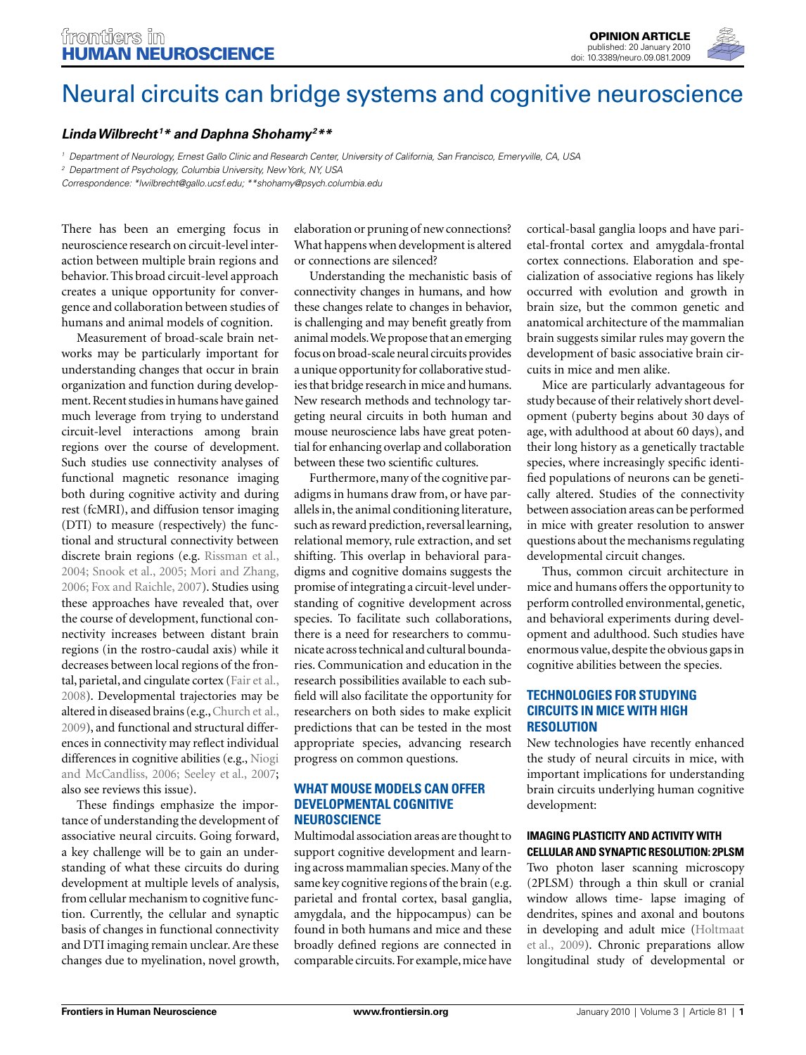OPINION ARTICLE
published: 20 January 2010
doi: 10.3389/neuro.09.081.2009

# Neural circuits can bridge systems and cognitive neuroscience

***Linda Wilbrecht[1]\* and Daphna Shohamy[2]\*\****

[1] Department of Neurology, Ernest Gallo Clinic and Research Center, University of California, San Francisco, Emeryville, CA, USA

[2] Department of Psychology, Columbia University, New York, NY, USA

*Correspondence: \*lwilbrecht@gallo.ucsf.edu; \*\*shohamy@psych.columbia.edu*

There has been an emerging focus in neuroscience research on circuit-level interaction between multiple brain regions and behavior. This broad circuit-level approach creates a unique opportunity for convergence and collaboration between studies of humans and animal models of cognition.

Measurement of broad-scale brain networks may be particularly important for understanding changes that occur in brain organization and function during development. Recent studies in humans have gained much leverage from trying to understand circuit-level interactions among brain regions over the course of development. Such studies use connectivity analyses of functional magnetic resonance imaging both during cognitive activity and during rest (fcMRI), and diffusion tensor imaging (DTI) to measure (respectively) the functional and structural connectivity between discrete brain regions (e.g. Rissman et al., 2004; Snook et al., 2005; Mori and Zhang, 2006; Fox and Raichle, 2007). Studies using these approaches have revealed that, over the course of development, functional connectivity increases between distant brain regions (in the rostro-caudal axis) while it decreases between local regions of the frontal, parietal, and cingulate cortex (Fair et al., 2008). Developmental trajectories may be altered in diseased brains (e.g., Church et al., 2009), and functional and structural differences in connectivity may reflect individual differences in cognitive abilities (e.g., Niogi and McCandliss, 2006; Seeley et al., 2007; also see reviews this issue).

These findings emphasize the importance of understanding the development of associative neural circuits. Going forward, a key challenge will be to gain an understanding of what these circuits do during development at multiple levels of analysis, from cellular mechanism to cognitive function. Currently, the cellular and synaptic basis of changes in functional connectivity and DTI imaging remain unclear. Are these changes due to myelination, novel growth, elaboration or pruning of new connections? What happens when development is altered or connections are silenced?

Understanding the mechanistic basis of connectivity changes in humans, and how these changes relate to changes in behavior, is challenging and may benefit greatly from animal models. We propose that an emerging focus on broad-scale neural circuits provides a unique opportunity for collaborative studies that bridge research in mice and humans. New research methods and technology targeting neural circuits in both human and mouse neuroscience labs have great potential for enhancing overlap and collaboration between these two scientific cultures.

Furthermore, many of the cognitive paradigms in humans draw from, or have parallels in, the animal conditioning literature, such as reward prediction, reversal learning, relational memory, rule extraction, and set shifting. This overlap in behavioral paradigms and cognitive domains suggests the promise of integrating a circuit-level understanding of cognitive development across species. To facilitate such collaborations, there is a need for researchers to communicate across technical and cultural boundaries. Communication and education in the research possibilities available to each subfield will also facilitate the opportunity for researchers on both sides to make explicit predictions that can be tested in the most appropriate species, advancing research progress on common questions.

## WHAT MOUSE MODELS CAN OFFER DEVELOPMENTAL COGNITIVE NEUROSCIENCE

Multimodal association areas are thought to support cognitive development and learning across mammalian species. Many of the same key cognitive regions of the brain (e.g. parietal and frontal cortex, basal ganglia, amygdala, and the hippocampus) can be found in both humans and mice and these broadly defined regions are connected in comparable circuits. For example, mice have cortical-basal ganglia loops and have parietal-frontal cortex and amygdala-frontal cortex connections. Elaboration and specialization of associative regions has likely occurred with evolution and growth in brain size, but the common genetic and anatomical architecture of the mammalian brain suggests similar rules may govern the development of basic associative brain circuits in mice and men alike.

Mice are particularly advantageous for study because of their relatively short development (puberty begins about 30 days of age, with adulthood at about 60 days), and their long history as a genetically tractable species, where increasingly specific identified populations of neurons can be genetically altered. Studies of the connectivity between association areas can be performed in mice with greater resolution to answer questions about the mechanisms regulating developmental circuit changes.

Thus, common circuit architecture in mice and humans offers the opportunity to perform controlled environmental, genetic, and behavioral experiments during development and adulthood. Such studies have enormous value, despite the obvious gaps in cognitive abilities between the species.

## TECHNOLOGIES FOR STUDYING CIRCUITS IN MICE WITH HIGH RESOLUTION

New technologies have recently enhanced the study of neural circuits in mice, with important implications for understanding brain circuits underlying human cognitive development:

### IMAGING PLASTICITY AND ACTIVITY WITH CELLULAR AND SYNAPTIC RESOLUTION: 2PLSM

Two photon laser scanning microscopy (2PLSM) through a thin skull or cranial window allows time- lapse imaging of dendrites, spines and axonal and boutons in developing and adult mice (Holtmaat et al., 2009). Chronic preparations allow longitudinal study of developmental or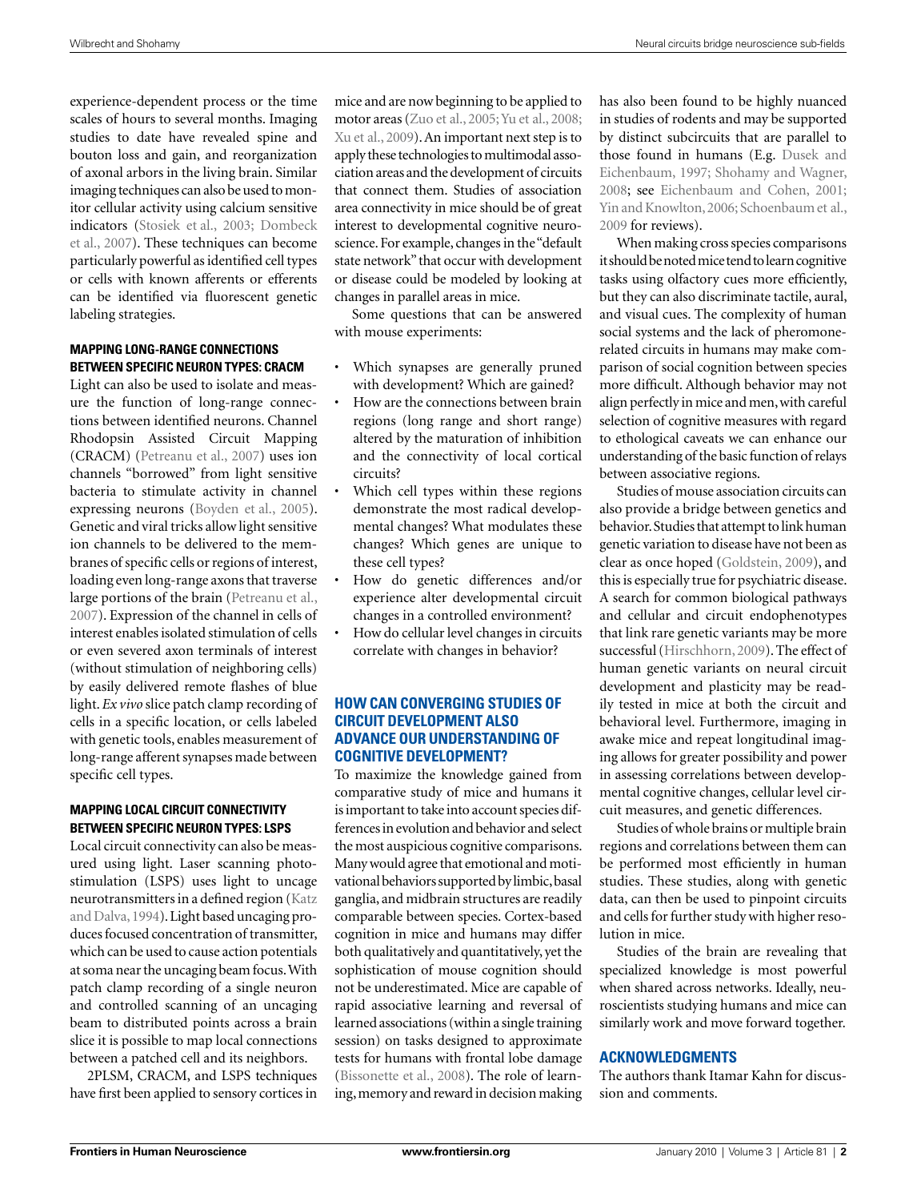experience-dependent process or the time scales of hours to several months. Imaging studies to date have revealed spine and bouton loss and gain, and reorganization of axonal arbors in the living brain. Similar imaging techniques can also be used to monitor cellular activity using calcium sensitive indicators (Stosiek et al., 2003; Dombeck et al., 2007). These techniques can become particularly powerful as identified cell types or cells with known afferents or efferents can be identified via fluorescent genetic labeling strategies.

## MAPPING LONG-RANGE CONNECTIONS BETWEEN SPECIFIC NEURON TYPES: CRACM

Light can also be used to isolate and measure the function of long-range connections between identified neurons. Channel Rhodopsin Assisted Circuit Mapping (CRACM) (Petreanu et al., 2007) uses ion channels "borrowed" from light sensitive bacteria to stimulate activity in channel expressing neurons (Boyden et al., 2005). Genetic and viral tricks allow light sensitive ion channels to be delivered to the membranes of specific cells or regions of interest, loading even long-range axons that traverse large portions of the brain (Petreanu et al., 2007). Expression of the channel in cells of interest enables isolated stimulation of cells or even severed axon terminals of interest (without stimulation of neighboring cells) by easily delivered remote flashes of blue light. *Ex vivo* slice patch clamp recording of cells in a specific location, or cells labeled with genetic tools, enables measurement of long-range afferent synapses made between specific cell types.

## MAPPING LOCAL CIRCUIT CONNECTIVITY BETWEEN SPECIFIC NEURON TYPES: LSPS

Local circuit connectivity can also be measured using light. Laser scanning photostimulation (LSPS) uses light to uncage neurotransmitters in a defined region (Katz and Dalva, 1994). Light based uncaging produces focused concentration of transmitter, which can be used to cause action potentials at soma near the uncaging beam focus. With patch clamp recording of a single neuron and controlled scanning of an uncaging beam to distributed points across a brain slice it is possible to map local connections between a patched cell and its neighbors.

2PLSM, CRACM, and LSPS techniques have first been applied to sensory cortices in mice and are now beginning to be applied to motor areas (Zuo et al., 2005; Yu et al., 2008; Xu et al., 2009). An important next step is to apply these technologies to multimodal association areas and the development of circuits that connect them. Studies of association area connectivity in mice should be of great interest to developmental cognitive neuroscience. For example, changes in the "default state network" that occur with development or disease could be modeled by looking at changes in parallel areas in mice.

Some questions that can be answered with mouse experiments:

- Which synapses are generally pruned with development? Which are gained?
- How are the connections between brain regions (long range and short range) altered by the maturation of inhibition and the connectivity of local cortical circuits?
- Which cell types within these regions demonstrate the most radical developmental changes? What modulates these changes? Which genes are unique to these cell types?
- How do genetic differences and/or experience alter developmental circuit changes in a controlled environment?
- How do cellular level changes in circuits correlate with changes in behavior?

## HOW CAN CONVERGING STUDIES OF CIRCUIT DEVELOPMENT ALSO ADVANCE OUR UNDERSTANDING OF COGNITIVE DEVELOPMENT?

To maximize the knowledge gained from comparative study of mice and humans it is important to take into account species differences in evolution and behavior and select the most auspicious cognitive comparisons. Many would agree that emotional and motivational behaviors supported by limbic, basal ganglia, and midbrain structures are readily comparable between species. Cortex-based cognition in mice and humans may differ both qualitatively and quantitatively, yet the sophistication of mouse cognition should not be underestimated. Mice are capable of rapid associative learning and reversal of learned associations (within a single training session) on tasks designed to approximate tests for humans with frontal lobe damage (Bissonette et al., 2008). The role of learning, memory and reward in decision making has also been found to be highly nuanced in studies of rodents and may be supported by distinct subcircuits that are parallel to those found in humans (E.g. Dusek and Eichenbaum, 1997; Shohamy and Wagner, 2008; see Eichenbaum and Cohen, 2001; Yin and Knowlton, 2006; Schoenbaum et al., 2009 for reviews).

When making cross species comparisons it should be noted mice tend to learn cognitive tasks using olfactory cues more efficiently, but they can also discriminate tactile, aural, and visual cues. The complexity of human social systems and the lack of pheromone-related circuits in humans may make comparison of social cognition between species more difficult. Although behavior may not align perfectly in mice and men, with careful selection of cognitive measures with regard to ethological caveats we can enhance our understanding of the basic function of relays between associative regions.

Studies of mouse association circuits can also provide a bridge between genetics and behavior. Studies that attempt to link human genetic variation to disease have not been as clear as once hoped (Goldstein, 2009), and this is especially true for psychiatric disease. A search for common biological pathways and cellular and circuit endophenotypes that link rare genetic variants may be more successful (Hirschhorn, 2009). The effect of human genetic variants on neural circuit development and plasticity may be readily tested in mice at both the circuit and behavioral level. Furthermore, imaging in awake mice and repeat longitudinal imaging allows for greater possibility and power in assessing correlations between developmental cognitive changes, cellular level circuit measures, and genetic differences.

Studies of whole brains or multiple brain regions and correlations between them can be performed most efficiently in human studies. These studies, along with genetic data, can then be used to pinpoint circuits and cells for further study with higher resolution in mice.

Studies of the brain are revealing that specialized knowledge is most powerful when shared across networks. Ideally, neuroscientists studying humans and mice can similarly work and move forward together.

## ACKNOWLEDGMENTS

The authors thank Itamar Kahn for discussion and comments.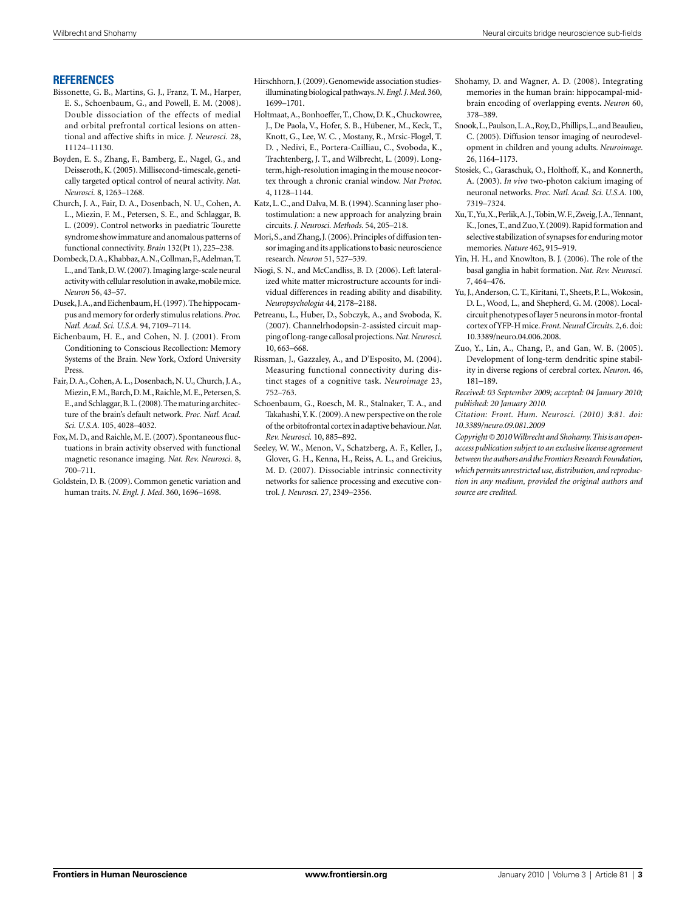## REFERENCES

Bissonette, G. B., Martins, G. J., Franz, T. M., Harper, E. S., Schoenbaum, G., and Powell, E. M. (2008). Double dissociation of the effects of medial and orbital prefrontal cortical lesions on attentional and affective shifts in mice. *J. Neurosci.* 28, 11124–11130.

Boyden, E. S., Zhang, F., Bamberg, E., Nagel, G., and Deisseroth, K. (2005). Millisecond-timescale, genetically targeted optical control of neural activity. *Nat. Neurosci.* 8, 1263–1268.

Church, J. A., Fair, D. A., Dosenbach, N. U., Cohen, A. L., Miezin, F. M., Petersen, S. E., and Schlaggar, B. L. (2009). Control networks in paediatric Tourette syndrome show immature and anomalous patterns of functional connectivity. *Brain* 132(Pt 1), 225–238.

Dombeck, D. A., Khabbaz, A. N., Collman, F., Adelman, T. L., and Tank, D. W. (2007). Imaging large-scale neural activity with cellular resolution in awake, mobile mice. *Neuron* 56, 43–57.

Dusek, J. A., and Eichenbaum, H. (1997). The hippocampus and memory for orderly stimulus relations. *Proc. Natl. Acad. Sci. U.S.A.* 94, 7109–7114.

Eichenbaum, H. E., and Cohen, N. J. (2001). From Conditioning to Conscious Recollection: Memory Systems of the Brain. New York, Oxford University Press.

Fair, D. A., Cohen, A. L., Dosenbach, N. U., Church, J. A., Miezin, F. M., Barch, D. M., Raichle, M. E., Petersen, S. E., and Schlaggar, B. L. (2008). The maturing architecture of the brain's default network. *Proc. Natl. Acad. Sci. U.S.A.* 105, 4028–4032.

Fox, M. D., and Raichle, M. E. (2007). Spontaneous fluctuations in brain activity observed with functional magnetic resonance imaging. *Nat. Rev. Neurosci.* 8, 700–711.

Goldstein, D. B. (2009). Common genetic variation and human traits. *N. Engl. J. Med*. 360, 1696–1698.

Hirschhorn, J. (2009). Genomewide association studies-illuminating biological pathways. *N. Engl. J. Med*. 360, 1699–1701.

Holtmaat, A., Bonhoeffer, T., Chow, D. K., Chuckowree, J., De Paola, V., Hofer, S. B., Hübener, M., Keck, T., Knott, G., Lee, W. C. , Mostany, R., Mrsic-Flogel, T. D. , Nedivi, E., Portera-Cailliau, C., Svoboda, K., Trachtenberg, J. T., and Wilbrecht, L. (2009). Long-term, high-resolution imaging in the mouse neocortex through a chronic cranial window. *Nat Protoc*. 4, 1128–1144.

Katz, L. C., and Dalva, M. B. (1994). Scanning laser photostimulation: a new approach for analyzing brain circuits. *J. Neurosci. Methods*. 54, 205–218.

Mori, S., and Zhang, J. (2006). Principles of diffusion tensor imaging and its applications to basic neuroscience research. *Neuron* 51, 527–539.

Niogi, S. N., and McCandliss, B. D. (2006). Left lateralized white matter microstructure accounts for individual differences in reading ability and disability. *Neuropsychologia* 44, 2178–2188.

Petreanu, L., Huber, D., Sobczyk, A., and Svoboda, K. (2007). Channelrhodopsin-2-assisted circuit mapping of long-range callosal projections. *Nat. Neurosci*. 10, 663–668.

Rissman, J., Gazzaley, A., and D'Esposito, M. (2004). Measuring functional connectivity during distinct stages of a cognitive task. *Neuroimage* 23, 752–763.

Schoenbaum, G., Roesch, M. R., Stalnaker, T. A., and Takahashi, Y. K. (2009). A new perspective on the role of the orbitofrontal cortex in adaptive behaviour. *Nat. Rev. Neurosci.* 10, 885–892.

Seeley, W. W., Menon, V., Schatzberg, A. F., Keller, J., Glover, G. H., Kenna, H., Reiss, A. L., and Greicius, M. D. (2007). Dissociable intrinsic connectivity networks for salience processing and executive control. *J. Neurosci.* 27, 2349–2356.

Shohamy, D. and Wagner, A. D. (2008). Integrating memories in the human brain: hippocampal-midbrain encoding of overlapping events. *Neuron* 60, 378–389.

Snook, L., Paulson, L. A., Roy, D., Phillips, L., and Beaulieu, C. (2005). Diffusion tensor imaging of neurodevelopment in children and young adults. *Neuroimage*. 26, 1164–1173.

Stosiek, C., Garaschuk, O., Holthoff, K., and Konnerth, A. (2003). *In vivo* two-photon calcium imaging of neuronal networks. *Proc. Natl. Acad. Sci. U.S.A*. 100, 7319–7324.

Xu, T., Yu, X., Perlik, A. J., Tobin, W. F., Zweig, J. A., Tennant, K., Jones, T., and Zuo, Y. (2009). Rapid formation and selective stabilization of synapses for enduring motor memories. *Nature* 462, 915–919.

Yin, H. H., and Knowlton, B. J. (2006). The role of the basal ganglia in habit formation. *Nat. Rev. Neurosci.* 7, 464–476.

Yu, J., Anderson, C. T., Kiritani, T., Sheets, P. L., Wokosin, D. L., Wood, L., and Shepherd, G. M. (2008). Local-circuit phenotypes of layer 5 neurons in motor-frontal cortex of YFP-H mice. *Front. Neural Circuits*. 2, 6. doi: 10.3389/neuro.04.006.2008.

Zuo, Y., Lin, A., Chang, P., and Gan, W. B. (2005). Development of long-term dendritic spine stability in diverse regions of cerebral cortex. *Neuron*. 46, 181–189.

*Received: 03 September 2009; accepted: 04 January 2010; published: 20 January 2010.*

*Citation: Front. Hum. Neurosci. (2010)* ***3****:81. doi: 10.3389/neuro.09.081.2009*

*Copyright © 2010 Wilbrecht and Shohamy. This is an open-access publication subject to an exclusive license agreement between the authors and the Frontiers Research Foundation, which permits unrestricted use, distribution, and reproduction in any medium, provided the original authors and source are credited.*